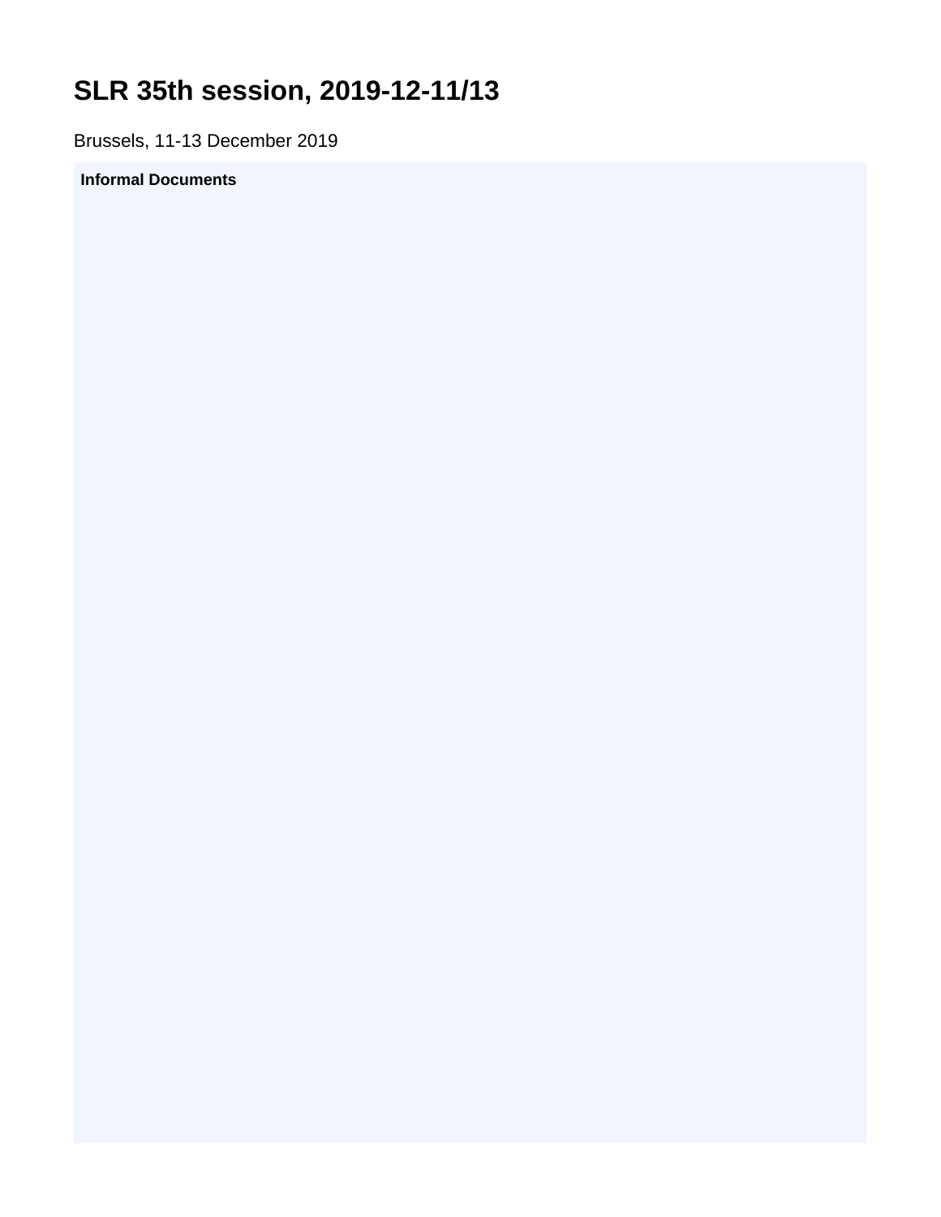# SLR 35th session, 2019-12-11/13

Brussels, 11-13 December 2019

**Informal Documents**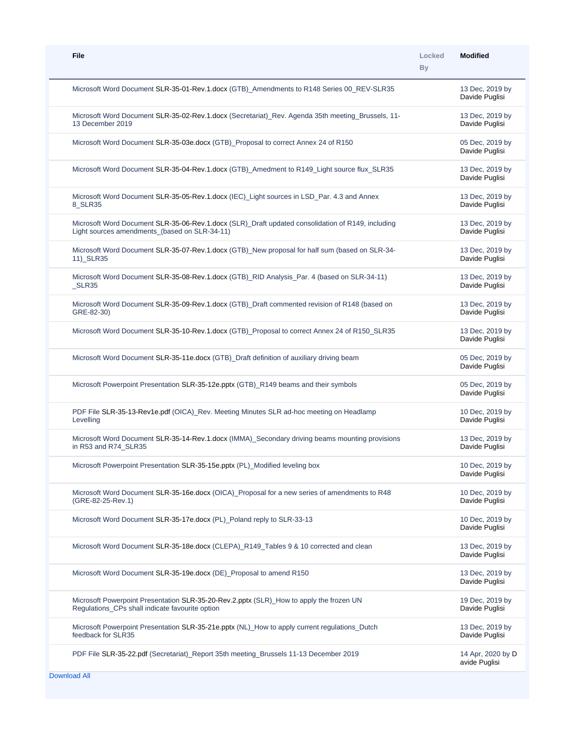| File | Locked By | Modified |
|---|---|---|
| Microsoft Word Document SLR-35-01-Rev.1.docx (GTB)_Amendments to R148 Series 00_REV-SLR35 | | 13 Dec, 2019 by Davide Puglisi |
| Microsoft Word Document SLR-35-02-Rev.1.docx (Secretariat)_Rev. Agenda 35th meeting_Brussels, 11-13 December 2019 | | 13 Dec, 2019 by Davide Puglisi |
| Microsoft Word Document SLR-35-03e.docx (GTB)_Proposal to correct Annex 24 of R150 | | 05 Dec, 2019 by Davide Puglisi |
| Microsoft Word Document SLR-35-04-Rev.1.docx (GTB)_Amedment to R149_Light source flux_SLR35 | | 13 Dec, 2019 by Davide Puglisi |
| Microsoft Word Document SLR-35-05-Rev.1.docx (IEC)_Light sources in LSD_Par. 4.3 and Annex 8_SLR35 | | 13 Dec, 2019 by Davide Puglisi |
| Microsoft Word Document SLR-35-06-Rev.1.docx (SLR)_Draft updated consolidation of R149, including Light sources amendments_(based on SLR-34-11) | | 13 Dec, 2019 by Davide Puglisi |
| Microsoft Word Document SLR-35-07-Rev.1.docx (GTB)_New proposal for half sum (based on SLR-34-11)_SLR35 | | 13 Dec, 2019 by Davide Puglisi |
| Microsoft Word Document SLR-35-08-Rev.1.docx (GTB)_RID Analysis_Par. 4 (based on SLR-34-11) _SLR35 | | 13 Dec, 2019 by Davide Puglisi |
| Microsoft Word Document SLR-35-09-Rev.1.docx (GTB)_Draft commented revision of R148 (based on GRE-82-30) | | 13 Dec, 2019 by Davide Puglisi |
| Microsoft Word Document SLR-35-10-Rev.1.docx (GTB)_Proposal to correct Annex 24 of R150_SLR35 | | 13 Dec, 2019 by Davide Puglisi |
| Microsoft Word Document SLR-35-11e.docx (GTB)_Draft definition of auxiliary driving beam | | 05 Dec, 2019 by Davide Puglisi |
| Microsoft Powerpoint Presentation SLR-35-12e.pptx (GTB)_R149 beams and their symbols | | 05 Dec, 2019 by Davide Puglisi |
| PDF File SLR-35-13-Rev1e.pdf (OICA)_Rev. Meeting Minutes SLR ad-hoc meeting on Headlamp Levelling | | 10 Dec, 2019 by Davide Puglisi |
| Microsoft Word Document SLR-35-14-Rev.1.docx (IMMA)_Secondary driving beams mounting provisions in R53 and R74_SLR35 | | 13 Dec, 2019 by Davide Puglisi |
| Microsoft Powerpoint Presentation SLR-35-15e.pptx (PL)_Modified leveling box | | 10 Dec, 2019 by Davide Puglisi |
| Microsoft Word Document SLR-35-16e.docx (OICA)_Proposal for a new series of amendments to R48 (GRE-82-25-Rev.1) | | 10 Dec, 2019 by Davide Puglisi |
| Microsoft Word Document SLR-35-17e.docx (PL)_Poland reply to SLR-33-13 | | 10 Dec, 2019 by Davide Puglisi |
| Microsoft Word Document SLR-35-18e.docx (CLEPA)_R149_Tables 9 & 10 corrected and clean | | 13 Dec, 2019 by Davide Puglisi |
| Microsoft Word Document SLR-35-19e.docx (DE)_Proposal to amend R150 | | 13 Dec, 2019 by Davide Puglisi |
| Microsoft Powerpoint Presentation SLR-35-20-Rev.2.pptx (SLR)_How to apply the frozen UN Regulations_CPs shall indicate favourite option | | 19 Dec, 2019 by Davide Puglisi |
| Microsoft Powerpoint Presentation SLR-35-21e.pptx (NL)_How to apply current regulations_Dutch feedback for SLR35 | | 13 Dec, 2019 by Davide Puglisi |
| PDF File SLR-35-22.pdf (Secretariat)_Report 35th meeting_Brussels 11-13 December 2019 | | 14 Apr, 2020 by Davide Puglisi |

Download All